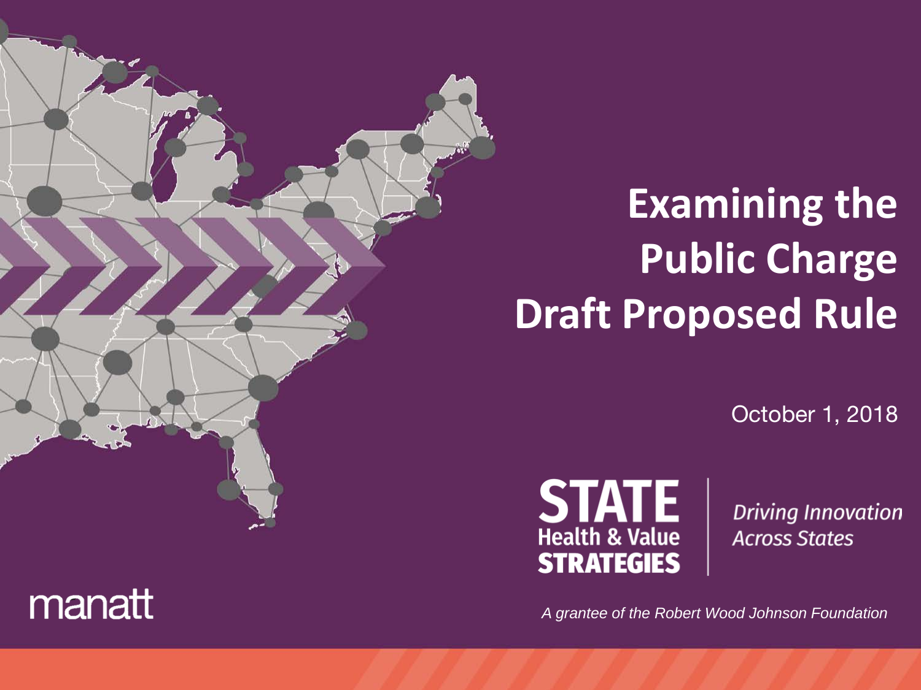# Examining the Public Charge Draft Proposed Rule

October 1, 2018

STATE Health & Value STRATEGIES

*Driving Innovation Across States*

manatt

*A grantee of the Robert Wood Johnson Foundation*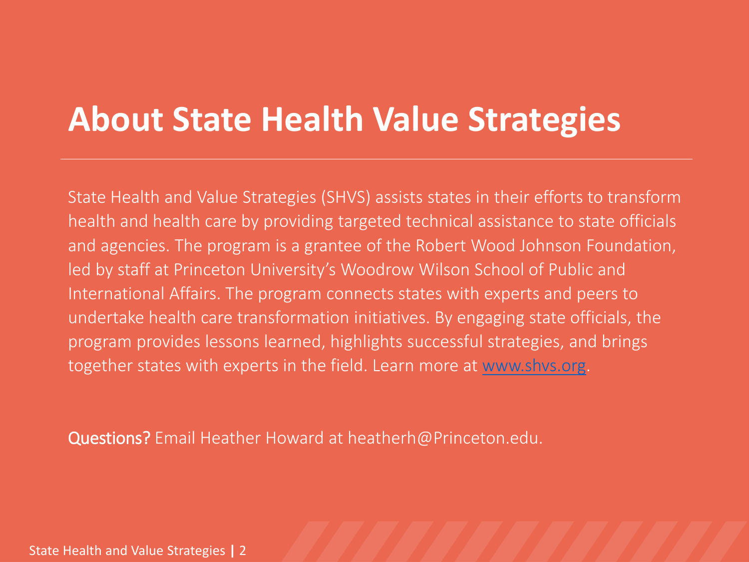# About State Health Value Strategies

State Health and Value Strategies (SHVS) assists states in their efforts to transform health and health care by providing targeted technical assistance to state officials and agencies. The program is a grantee of the Robert Wood Johnson Foundation, led by staff at Princeton University's Woodrow Wilson School of Public and International Affairs. The program connects states with experts and peers to undertake health care transformation initiatives. By engaging state officials, the program provides lessons learned, highlights successful strategies, and brings together states with experts in the field. Learn more at [www.shvs.org](http://www.shvs.org).

**Questions?** Email Heather Howard at heatherh@Princeton.edu.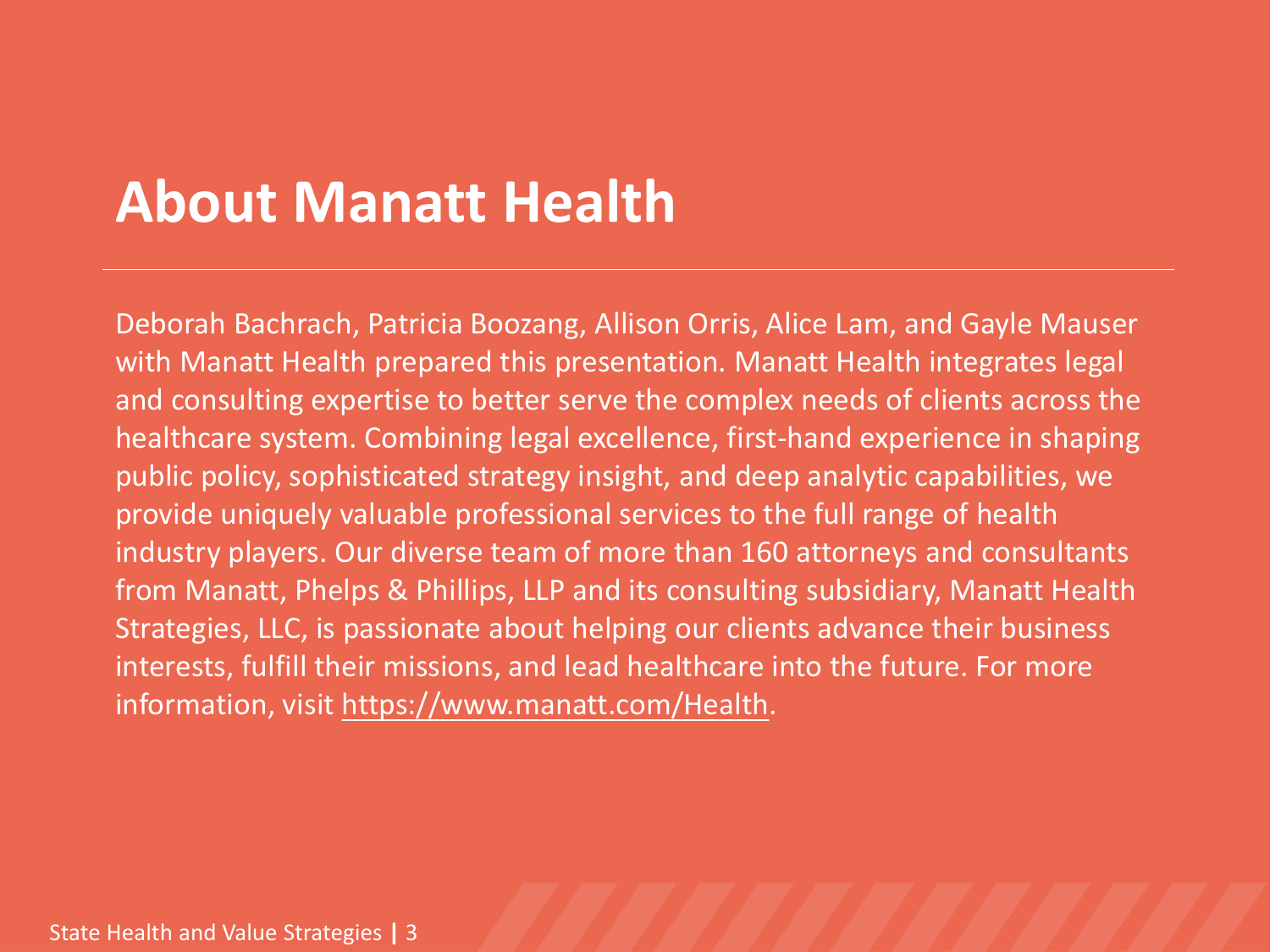# About Manatt Health

Deborah Bachrach, Patricia Boozang, Allison Orris, Alice Lam, and Gayle Mauser with Manatt Health prepared this presentation. Manatt Health integrates legal and consulting expertise to better serve the complex needs of clients across the healthcare system. Combining legal excellence, first-hand experience in shaping public policy, sophisticated strategy insight, and deep analytic capabilities, we provide uniquely valuable professional services to the full range of health industry players. Our diverse team of more than 160 attorneys and consultants from Manatt, Phelps & Phillips, LLP and its consulting subsidiary, Manatt Health Strategies, LLC, is passionate about helping our clients advance their business interests, fulfill their missions, and lead healthcare into the future. For more information, visit https://www.manatt.com/Health.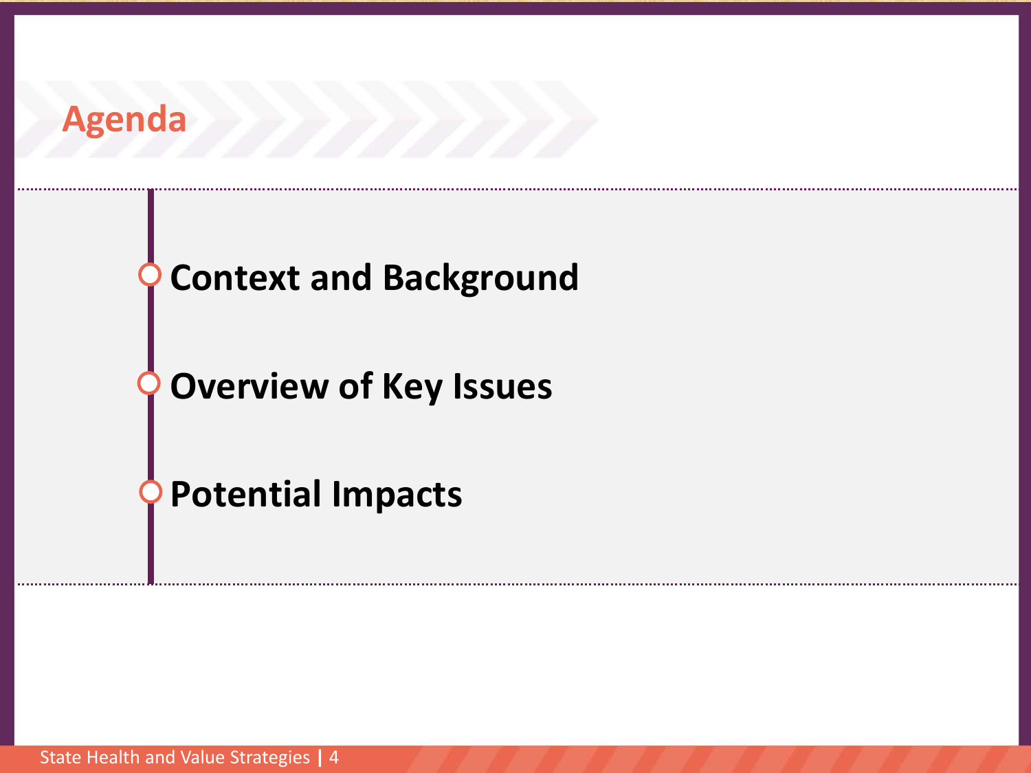# Agenda

- **Context and Background**
- **Overview of Key Issues**
- **Potential Impacts**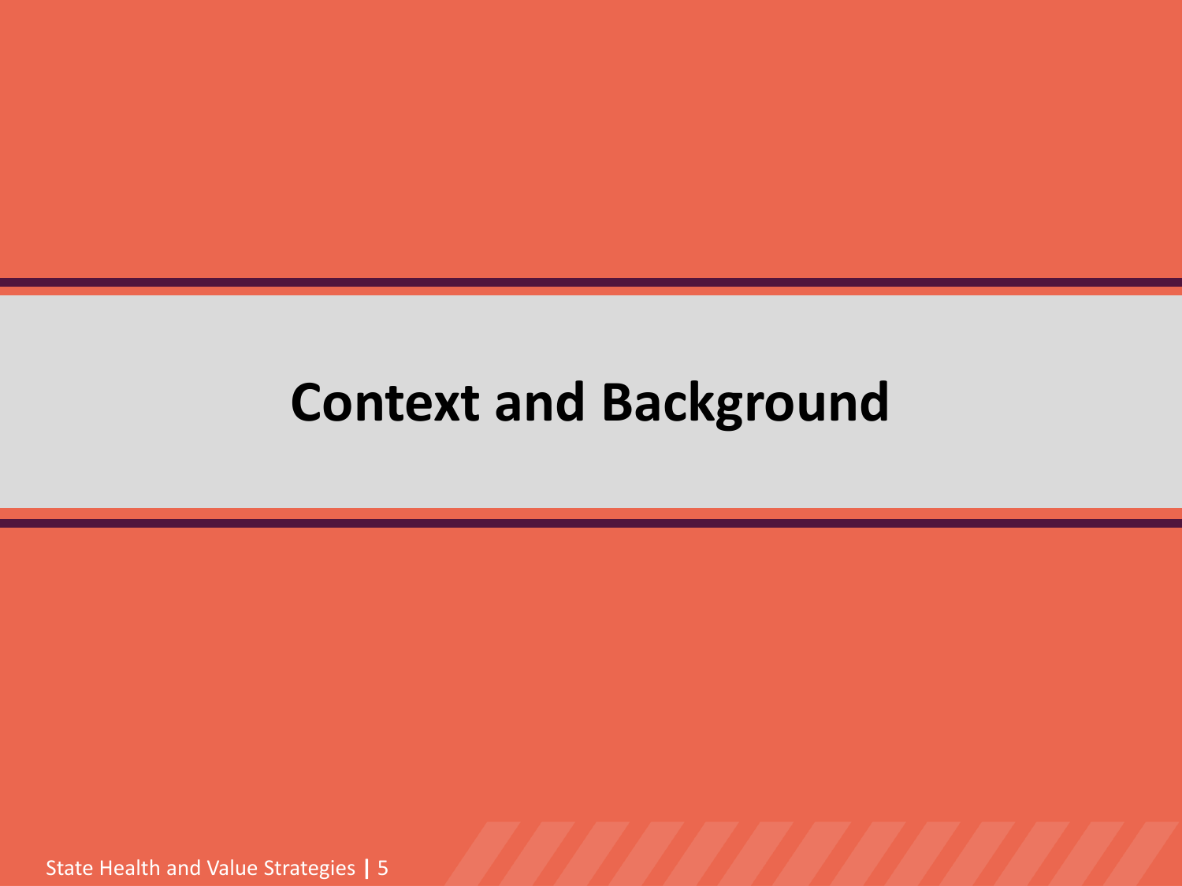# Context and Background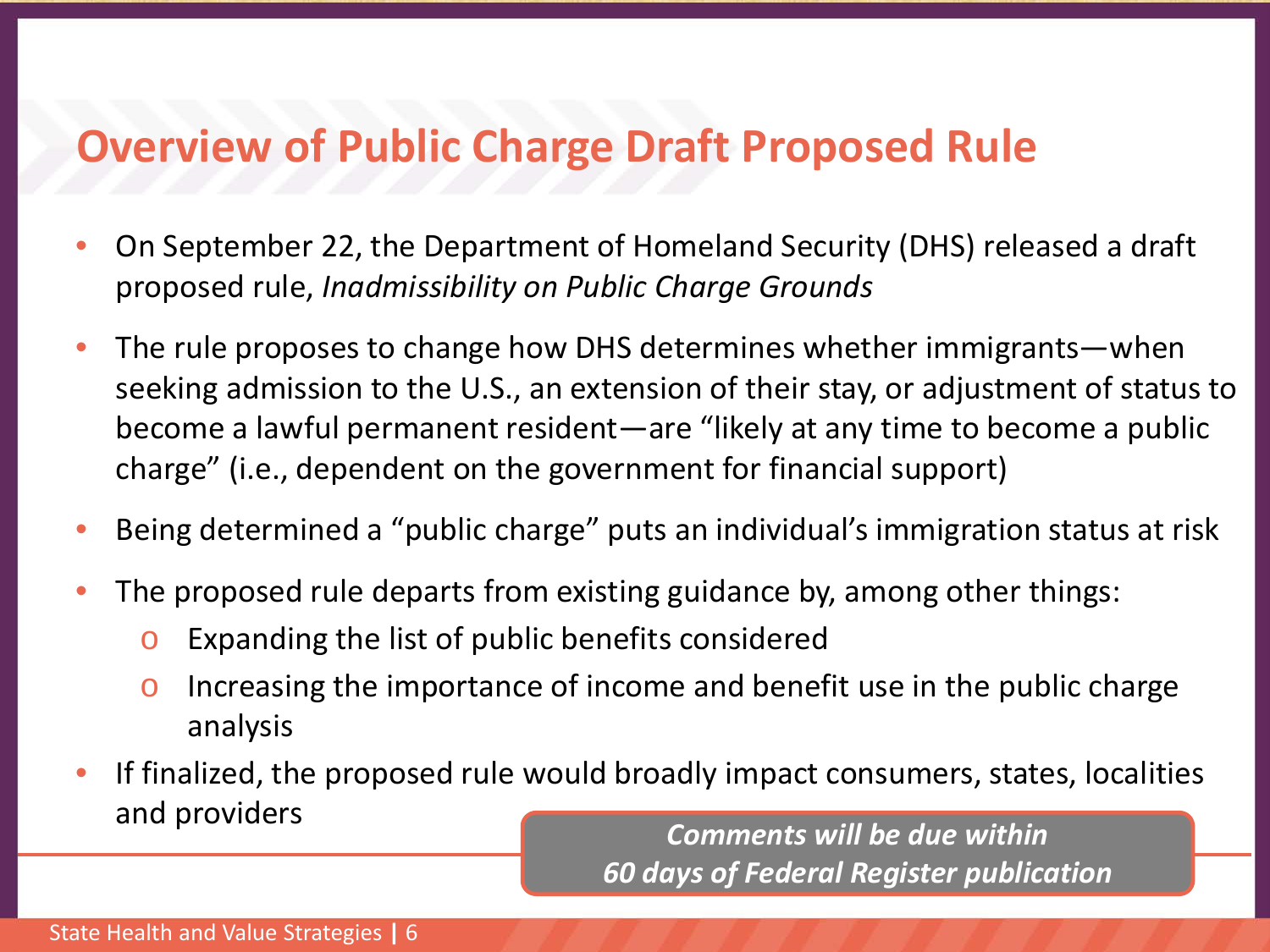# Overview of Public Charge Draft Proposed Rule

- On September 22, the Department of Homeland Security (DHS) released a draft proposed rule, *Inadmissibility on Public Charge Grounds*
- The rule proposes to change how DHS determines whether immigrants—when seeking admission to the U.S., an extension of their stay, or adjustment of status to become a lawful permanent resident—are "likely at any time to become a public charge" (i.e., dependent on the government for financial support)
- Being determined a "public charge" puts an individual's immigration status at risk
- The proposed rule departs from existing guidance by, among other things:
  - Expanding the list of public benefits considered
  - Increasing the importance of income and benefit use in the public charge analysis
- If finalized, the proposed rule would broadly impact consumers, states, localities and providers

***Comments will be due within 60 days of Federal Register publication***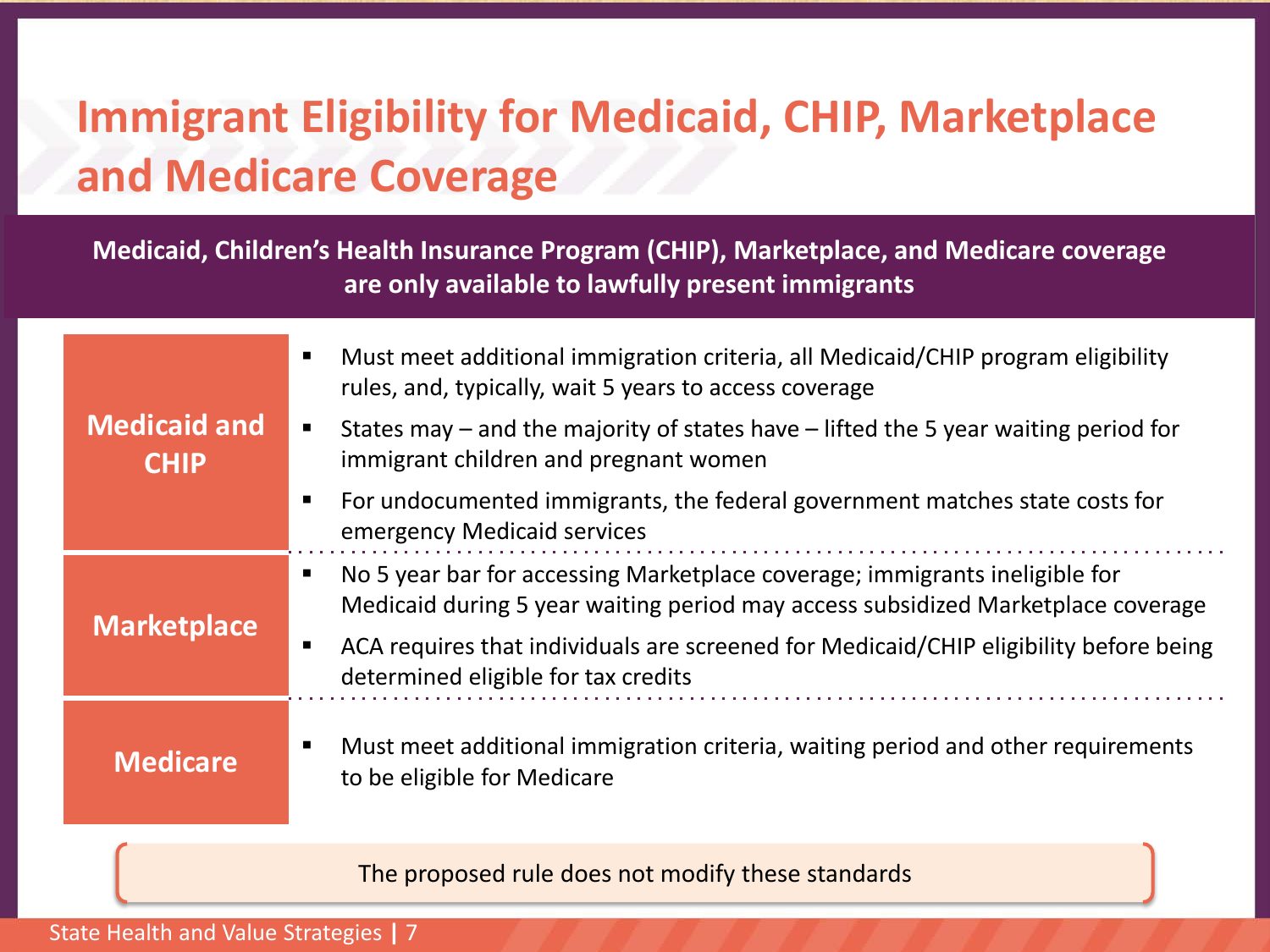# Immigrant Eligibility for Medicaid, CHIP, Marketplace and Medicare Coverage

**Medicaid, Children's Health Insurance Program (CHIP), Marketplace, and Medicare coverage are only available to lawfully present immigrants**

| | |
|---|---|
| **Medicaid and CHIP** | ▪ Must meet additional immigration criteria, all Medicaid/CHIP program eligibility rules, and, typically, wait 5 years to access coverage<br>▪ States may – and the majority of states have – lifted the 5 year waiting period for immigrant children and pregnant women<br>▪ For undocumented immigrants, the federal government matches state costs for emergency Medicaid services |
| **Marketplace** | ▪ No 5 year bar for accessing Marketplace coverage; immigrants ineligible for Medicaid during 5 year waiting period may access subsidized Marketplace coverage<br>▪ ACA requires that individuals are screened for Medicaid/CHIP eligibility before being determined eligible for tax credits |
| **Medicare** | ▪ Must meet additional immigration criteria, waiting period and other requirements to be eligible for Medicare |

The proposed rule does not modify these standards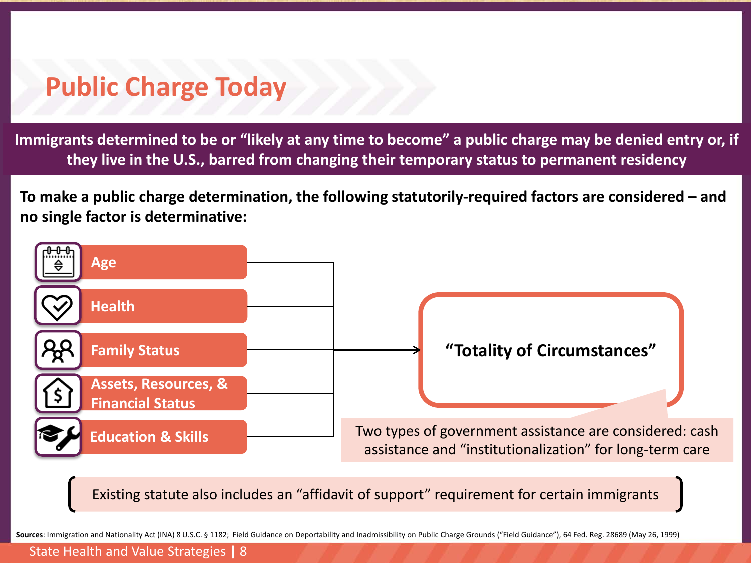# Public Charge Today

**Immigrants determined to be or "likely at any time to become" a public charge may be denied entry or, if they live in the U.S., barred from changing their temporary status to permanent residency**

**To make a public charge determination, the following statutorily-required factors are considered – and no single factor is determinative:**

- **Age**
- **Health**
- **Family Status**
- **Assets, Resources, & Financial Status**
- **Education & Skills**

→ **"Totality of Circumstances"**

Two types of government assistance are considered: cash assistance and "institutionalization" for long-term care

Existing statute also includes an "affidavit of support" requirement for certain immigrants

**Sources**: Immigration and Nationality Act (INA) 8 U.S.C. § 1182; Field Guidance on Deportability and Inadmissibility on Public Charge Grounds ("Field Guidance"), 64 Fed. Reg. 28689 (May 26, 1999)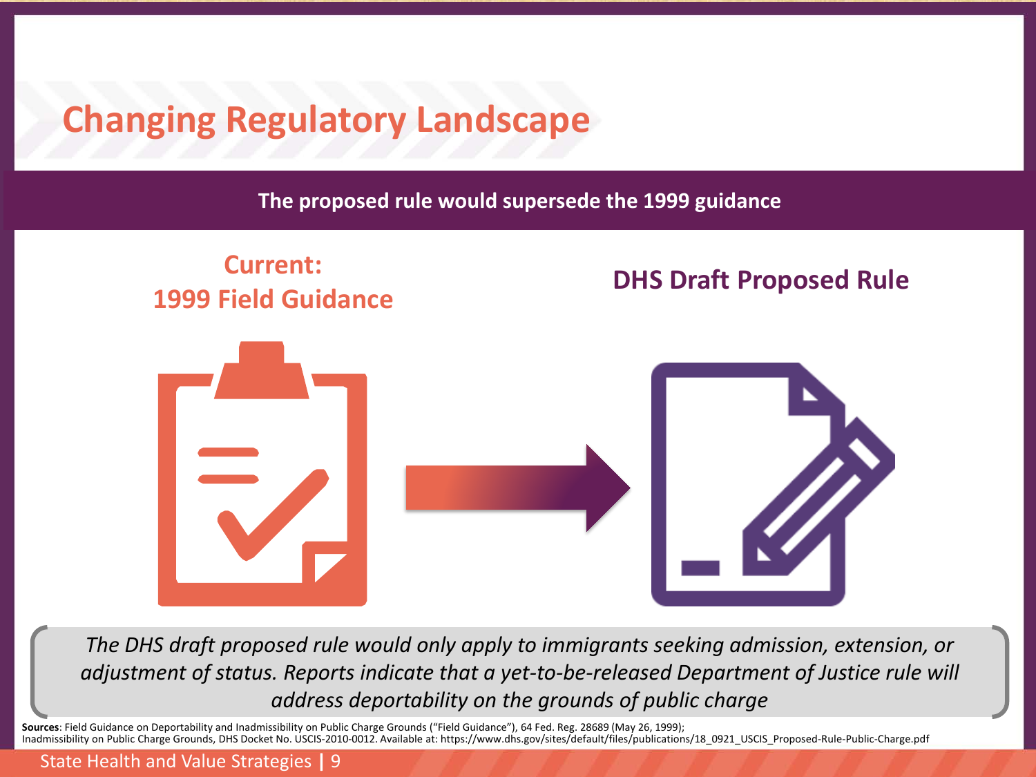# Changing Regulatory Landscape

**The proposed rule would supersede the 1999 guidance**

**Current: 1999 Field Guidance**

**DHS Draft Proposed Rule**

*The DHS draft proposed rule would only apply to immigrants seeking admission, extension, or adjustment of status. Reports indicate that a yet-to-be-released Department of Justice rule will address deportability on the grounds of public charge*

**Sources**: Field Guidance on Deportability and Inadmissibility on Public Charge Grounds ("Field Guidance"), 64 Fed. Reg. 28689 (May 26, 1999); Inadmissibility on Public Charge Grounds, DHS Docket No. USCIS-2010-0012. Available at: https://www.dhs.gov/sites/default/files/publications/18_0921_USCIS_Proposed-Rule-Public-Charge.pdf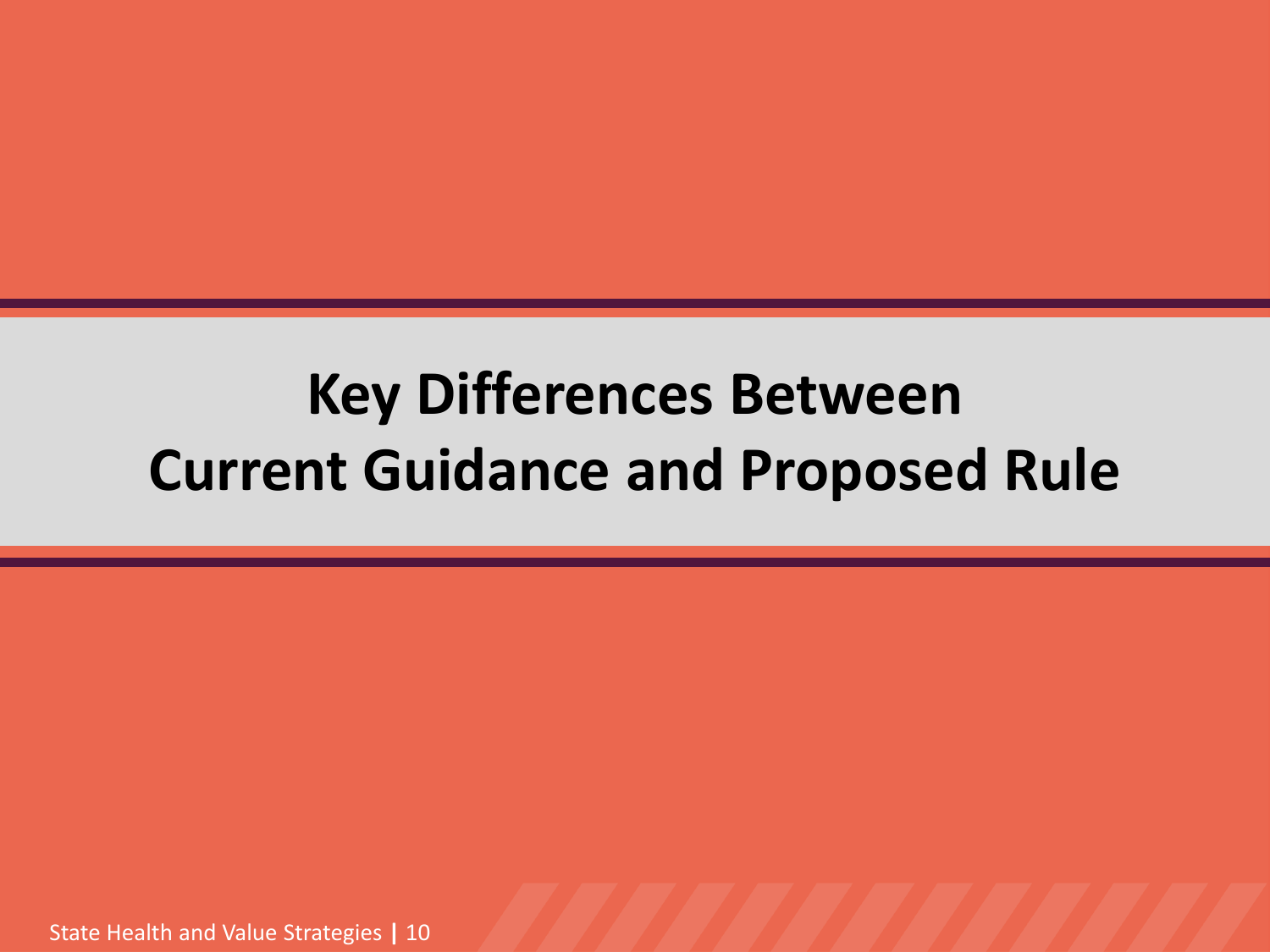# Key Differences Between Current Guidance and Proposed Rule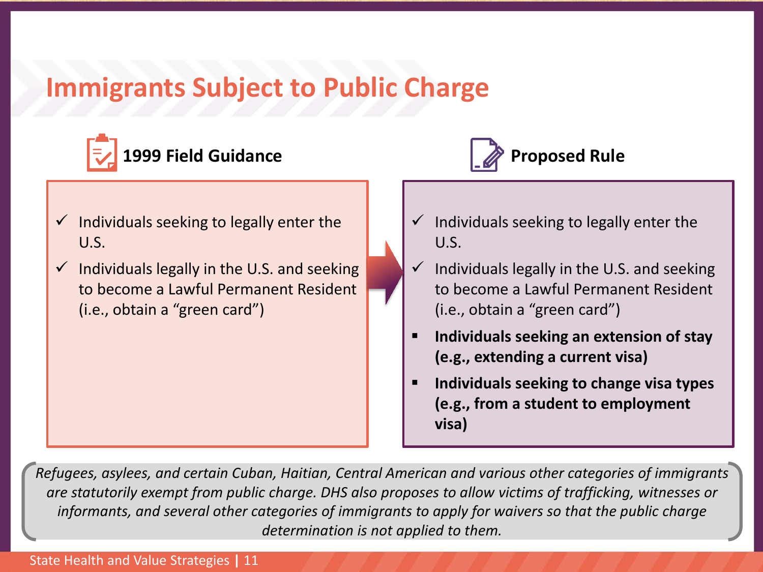# Immigrants Subject to Public Charge

## 1999 Field Guidance

- ✓ Individuals seeking to legally enter the U.S.
- ✓ Individuals legally in the U.S. and seeking to become a Lawful Permanent Resident (i.e., obtain a "green card")

## Proposed Rule

- ✓ Individuals seeking to legally enter the U.S.
- ✓ Individuals legally in the U.S. and seeking to become a Lawful Permanent Resident (i.e., obtain a "green card")
- **Individuals seeking an extension of stay (e.g., extending a current visa)**
- **Individuals seeking to change visa types (e.g., from a student to employment visa)**

*Refugees, asylees, and certain Cuban, Haitian, Central American and various other categories of immigrants are statutorily exempt from public charge. DHS also proposes to allow victims of trafficking, witnesses or informants, and several other categories of immigrants to apply for waivers so that the public charge determination is not applied to them.*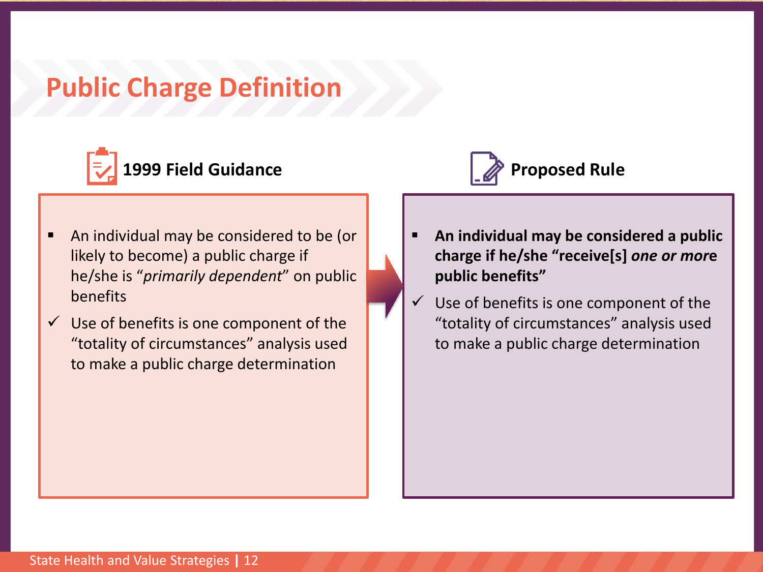# Public Charge Definition

### 1999 Field Guidance

- An individual may be considered to be (or likely to become) a public charge if he/she is "*primarily dependent*" on public benefits
- ✓ Use of benefits is one component of the "totality of circumstances" analysis used to make a public charge determination

### Proposed Rule

- **An individual may be considered a public charge if he/she "receive[s] *one or more* public benefits"**
- ✓ Use of benefits is one component of the "totality of circumstances" analysis used to make a public charge determination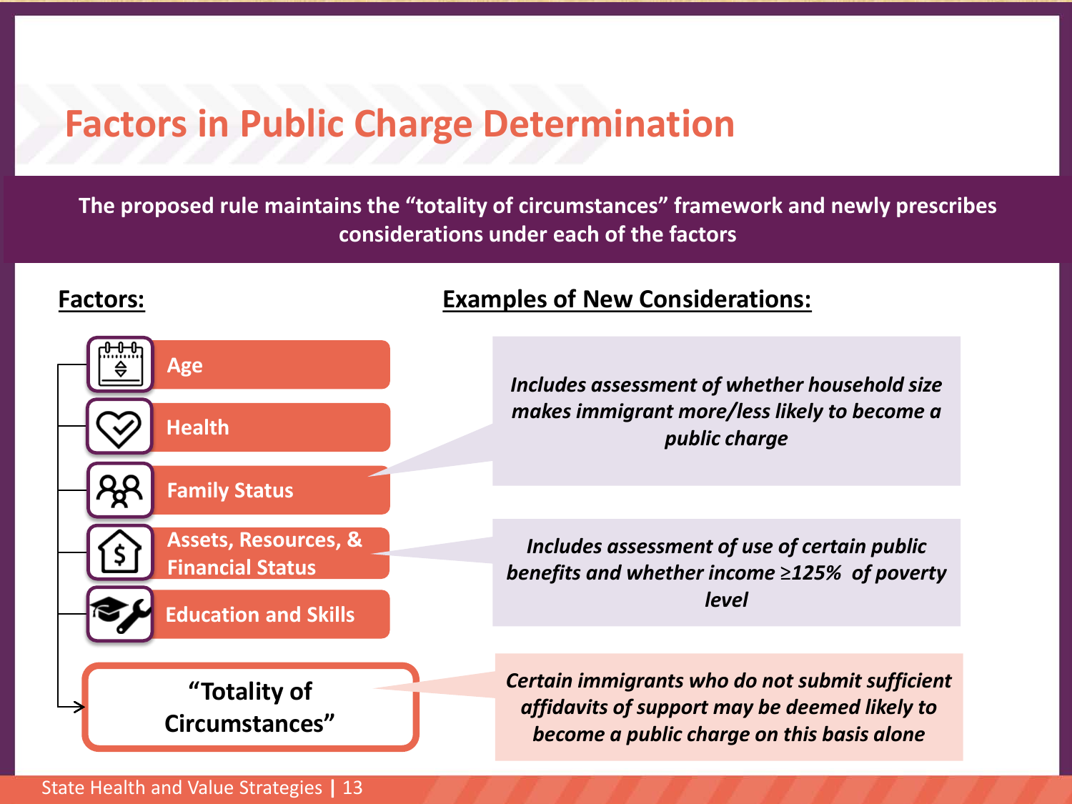# Factors in Public Charge Determination

**The proposed rule maintains the "totality of circumstances" framework and newly prescribes considerations under each of the factors**

**Factors:**

- Age
- Health
- Family Status
- Assets, Resources, & Financial Status
- Education and Skills

→ **"Totality of Circumstances"**

**Examples of New Considerations:**

- Family Status: *Includes assessment of whether household size makes immigrant more/less likely to become a public charge*
- Assets, Resources, & Financial Status: *Includes assessment of use of certain public benefits and whether income ≥125% of poverty level*
- "Totality of Circumstances": *Certain immigrants who do not submit sufficient affidavits of support may be deemed likely to become a public charge on this basis alone*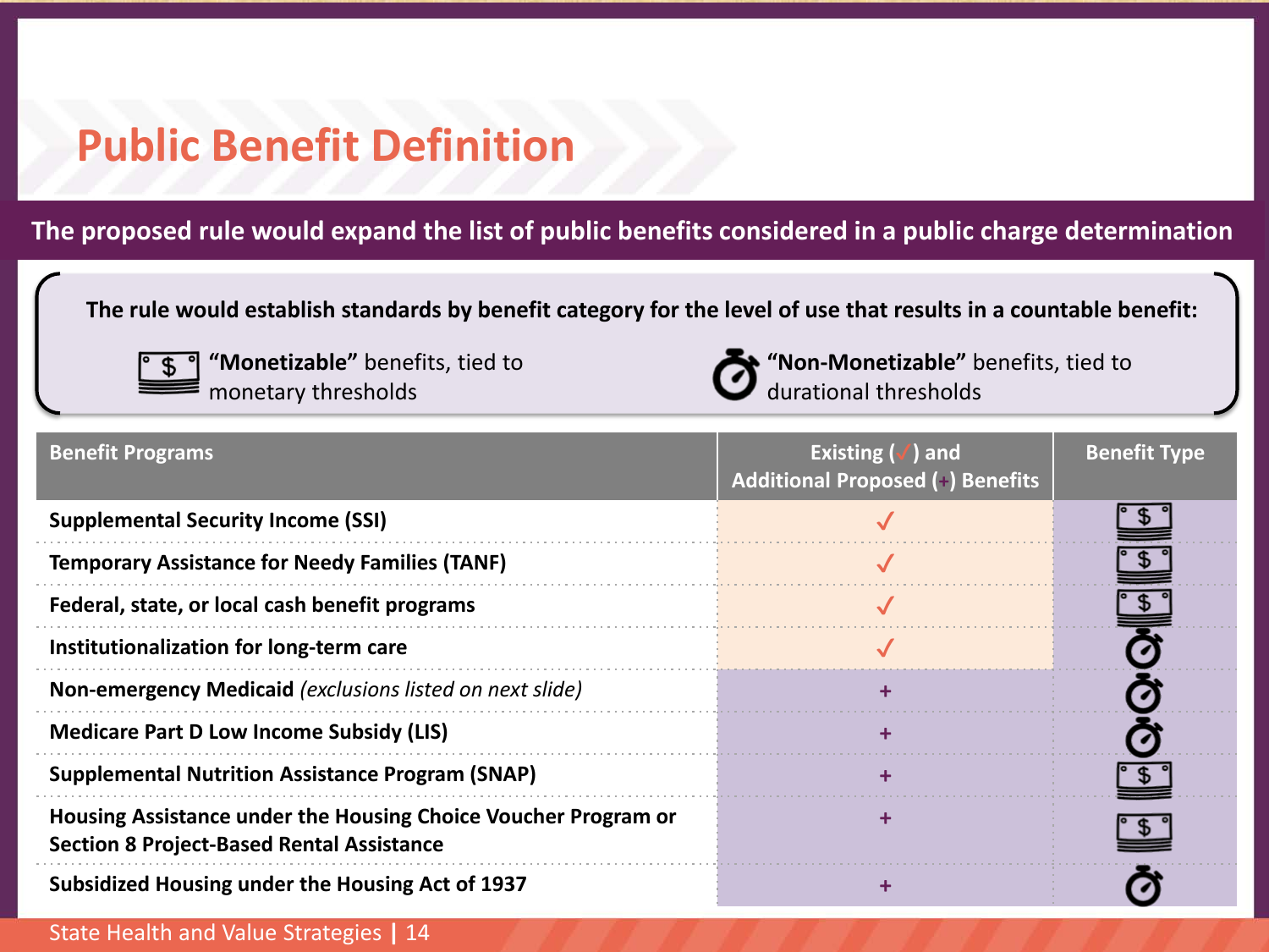# Public Benefit Definition

**The proposed rule would expand the list of public benefits considered in a public charge determination**

**The rule would establish standards by benefit category for the level of use that results in a countable benefit:**

- **"Monetizable"** benefits, tied to monetary thresholds
- **"Non-Monetizable"** benefits, tied to durational thresholds

| Benefit Programs | Existing (✓) and Additional Proposed (+) Benefits | Benefit Type |
|---|---|---|
| **Supplemental Security Income (SSI)** | ✓ | Monetizable |
| **Temporary Assistance for Needy Families (TANF)** | ✓ | Monetizable |
| **Federal, state, or local cash benefit programs** | ✓ | Monetizable |
| **Institutionalization for long-term care** | ✓ | Non-Monetizable |
| **Non-emergency Medicaid** *(exclusions listed on next slide)* | + | Non-Monetizable |
| **Medicare Part D Low Income Subsidy (LIS)** | + | Non-Monetizable |
| **Supplemental Nutrition Assistance Program (SNAP)** | + | Monetizable |
| **Housing Assistance under the Housing Choice Voucher Program or Section 8 Project-Based Rental Assistance** | + | Monetizable |
| **Subsidized Housing under the Housing Act of 1937** | + | Non-Monetizable |

State Health and Value Strategies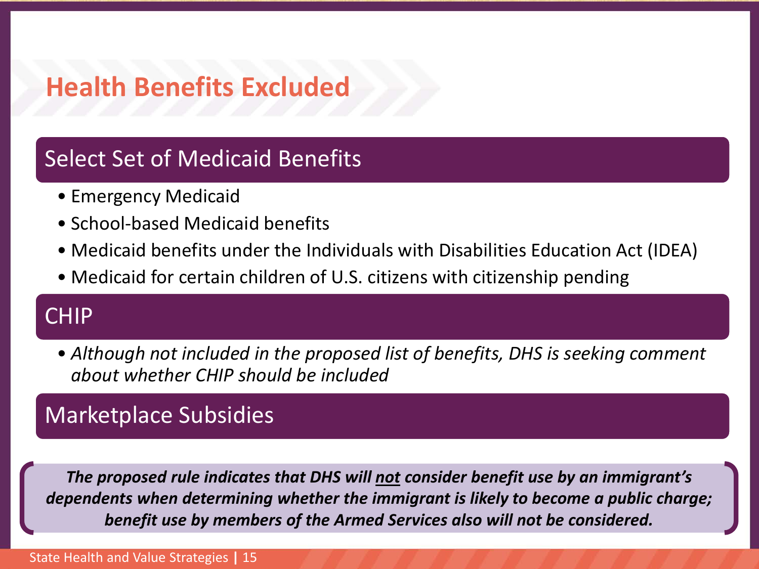# Health Benefits Excluded

## Select Set of Medicaid Benefits

- Emergency Medicaid
- School-based Medicaid benefits
- Medicaid benefits under the Individuals with Disabilities Education Act (IDEA)
- Medicaid for certain children of U.S. citizens with citizenship pending

## CHIP

- *Although not included in the proposed list of benefits, DHS is seeking comment about whether CHIP should be included*

## Marketplace Subsidies

***The proposed rule indicates that DHS will not consider benefit use by an immigrant's dependents when determining whether the immigrant is likely to become a public charge; benefit use by members of the Armed Services also will not be considered.***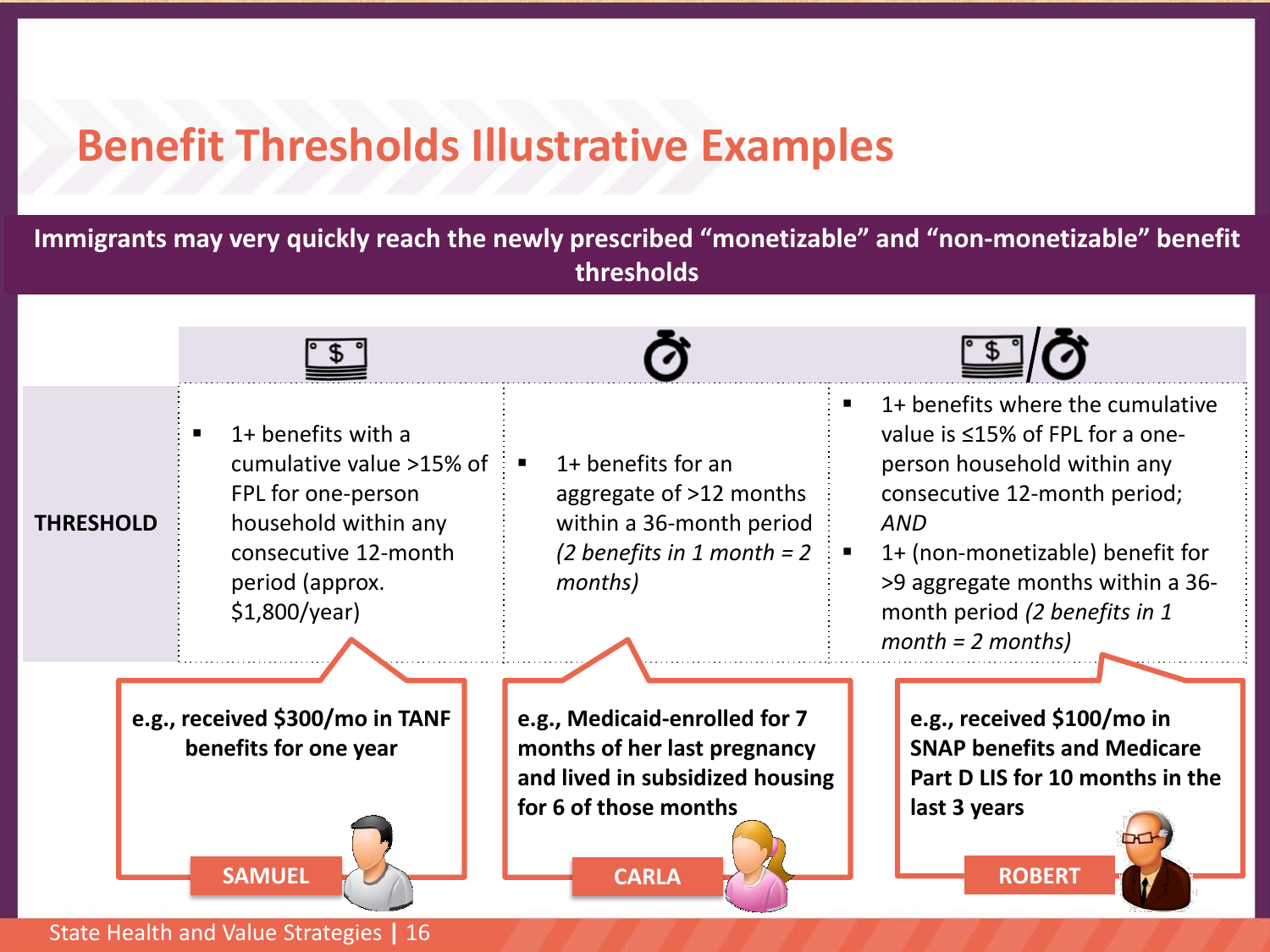# Benefit Thresholds Illustrative Examples

**Immigrants may very quickly reach the newly prescribed "monetizable" and "non-monetizable" benefit thresholds**

| | Monetizable | Non-monetizable | Monetizable / Non-monetizable |
|---|---|---|---|
| **THRESHOLD** | ▪ 1+ benefits with a cumulative value >15% of FPL for one-person household within any consecutive 12-month period (approx. $1,800/year) | ▪ 1+ benefits for an aggregate of >12 months within a 36-month period *(2 benefits in 1 month = 2 months)* | ▪ 1+ benefits where the cumulative value is ≤15% of FPL for a one-person household within any consecutive 12-month period; *AND* ▪ 1+ (non-monetizable) benefit for >9 aggregate months within a 36-month period *(2 benefits in 1 month = 2 months)* |
| **Example** | **SAMUEL**: **e.g., received $300/mo in TANF benefits for one year** | **CARLA**: **e.g., Medicaid-enrolled for 7 months of her last pregnancy and lived in subsidized housing for 6 of those months** | **ROBERT**: **e.g., received $100/mo in SNAP benefits and Medicare Part D LIS for 10 months in the last 3 years** |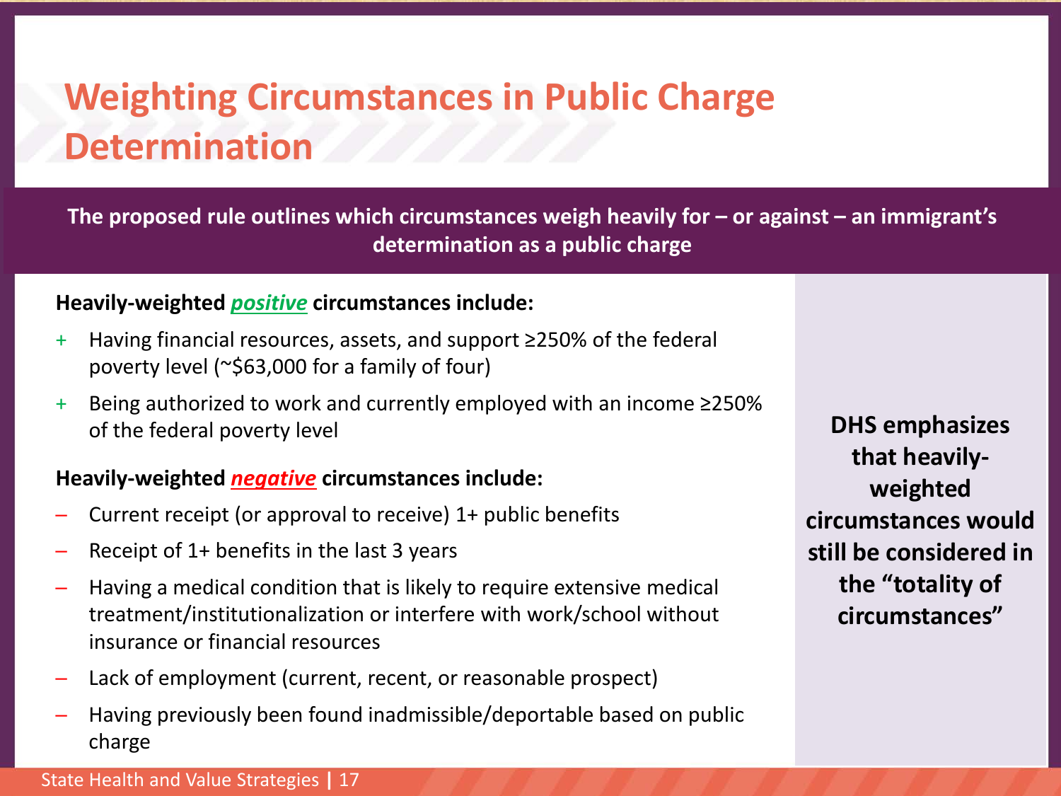# Weighting Circumstances in Public Charge Determination

**The proposed rule outlines which circumstances weigh heavily for – or against – an immigrant's determination as a public charge**

**Heavily-weighted *positive* circumstances include:**

- + Having financial resources, assets, and support ≥250% of the federal poverty level (~$63,000 for a family of four)
- + Being authorized to work and currently employed with an income ≥250% of the federal poverty level

**Heavily-weighted *negative* circumstances include:**

- – Current receipt (or approval to receive) 1+ public benefits
- – Receipt of 1+ benefits in the last 3 years
- – Having a medical condition that is likely to require extensive medical treatment/institutionalization or interfere with work/school without insurance or financial resources
- – Lack of employment (current, recent, or reasonable prospect)
- – Having previously been found inadmissible/deportable based on public charge

**DHS emphasizes that heavily-weighted circumstances would still be considered in the "totality of circumstances"**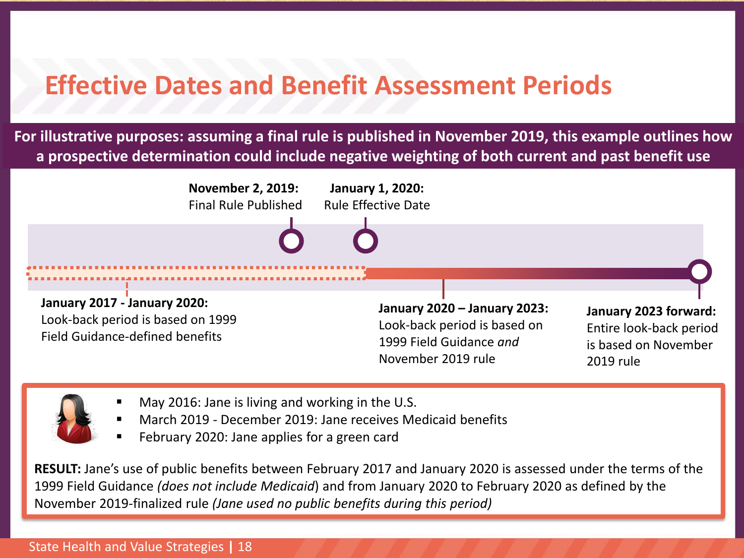# Effective Dates and Benefit Assessment Periods

**For illustrative purposes: assuming a final rule is published in November 2019, this example outlines how a prospective determination could include negative weighting of both current and past benefit use**

**November 2, 2019:** Final Rule Published

**January 1, 2020:** Rule Effective Date

**January 2017 - January 2020:** Look-back period is based on 1999 Field Guidance-defined benefits

**January 2020 – January 2023:** Look-back period is based on 1999 Field Guidance *and* November 2019 rule

**January 2023 forward:** Entire look-back period is based on November 2019 rule

- May 2016: Jane is living and working in the U.S.
- March 2019 - December 2019: Jane receives Medicaid benefits
- February 2020: Jane applies for a green card

**RESULT:** Jane's use of public benefits between February 2017 and January 2020 is assessed under the terms of the 1999 Field Guidance *(does not include Medicaid)* and from January 2020 to February 2020 as defined by the November 2019-finalized rule *(Jane used no public benefits during this period)*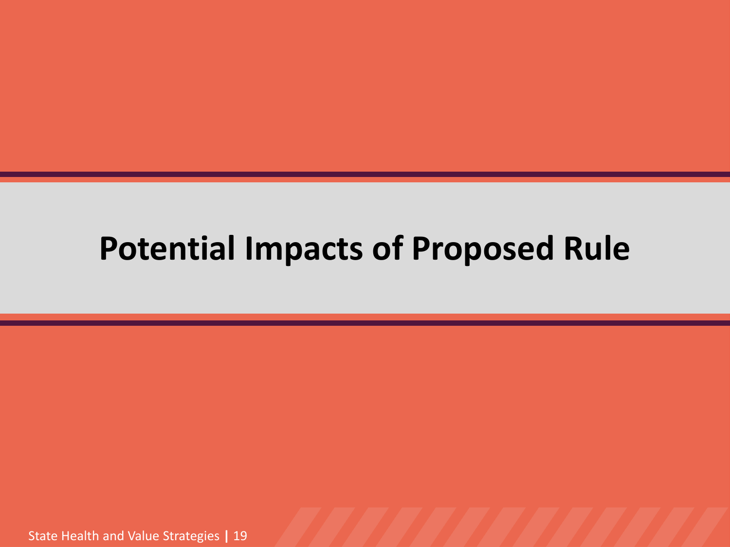# Potential Impacts of Proposed Rule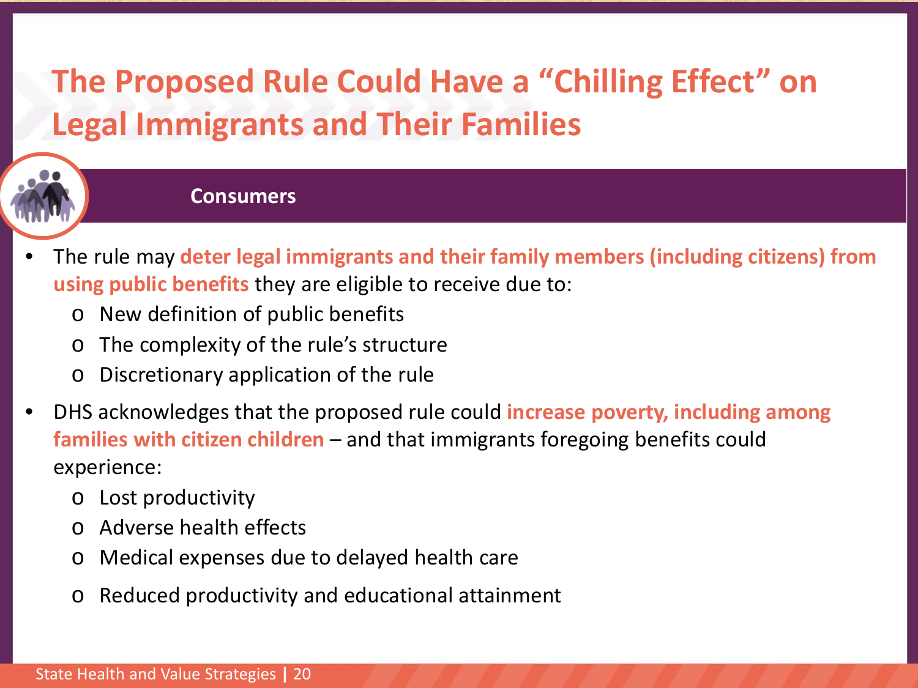# The Proposed Rule Could Have a "Chilling Effect" on Legal Immigrants and Their Families

## Consumers

- The rule may **deter legal immigrants and their family members (including citizens) from using public benefits** they are eligible to receive due to:
  - New definition of public benefits
  - The complexity of the rule's structure
  - Discretionary application of the rule
- DHS acknowledges that the proposed rule could **increase poverty, including among families with citizen children** – and that immigrants foregoing benefits could experience:
  - Lost productivity
  - Adverse health effects
  - Medical expenses due to delayed health care
  - Reduced productivity and educational attainment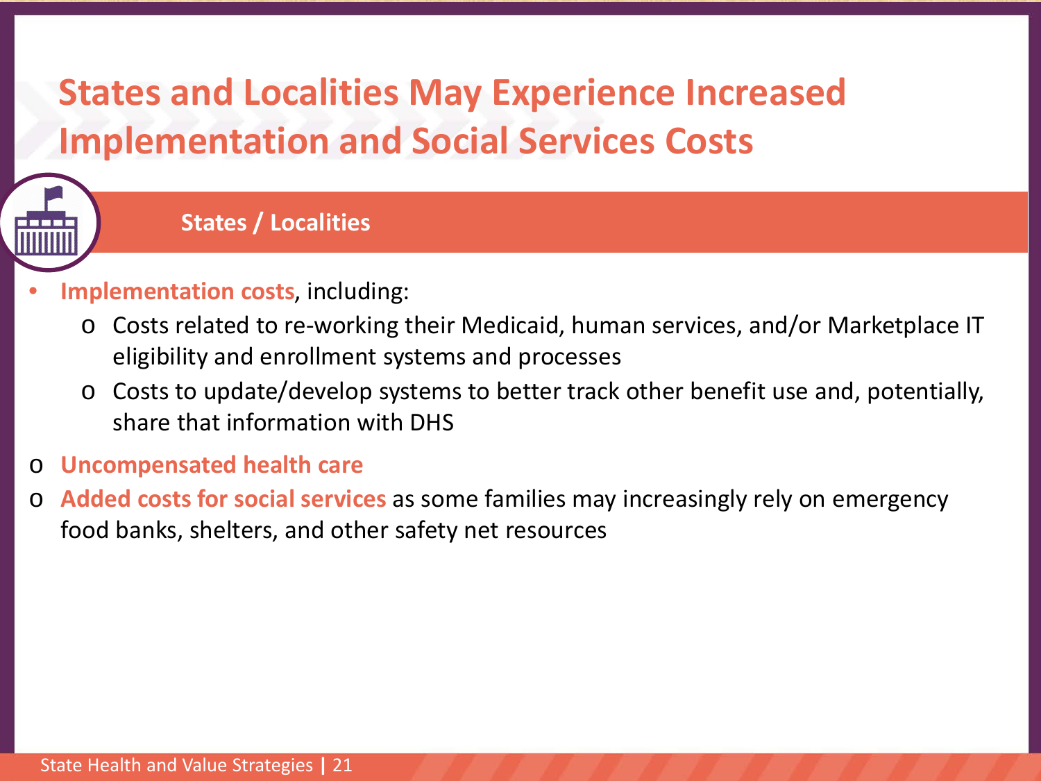# States and Localities May Experience Increased Implementation and Social Services Costs

## States / Localities

- **Implementation costs**, including:
  - Costs related to re-working their Medicaid, human services, and/or Marketplace IT eligibility and enrollment systems and processes
  - Costs to update/develop systems to better track other benefit use and, potentially, share that information with DHS
- **Uncompensated health care**
- **Added costs for social services** as some families may increasingly rely on emergency food banks, shelters, and other safety net resources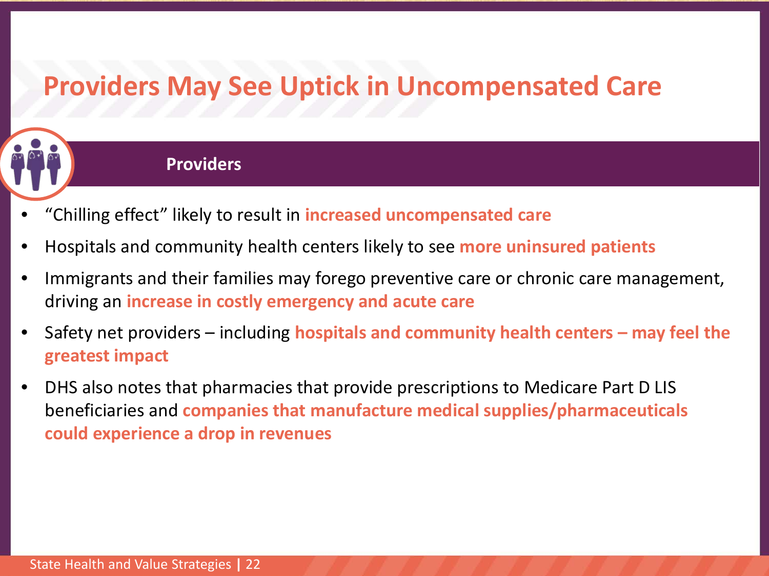# Providers May See Uptick in Uncompensated Care

## Providers

- "Chilling effect" likely to result in **increased uncompensated care**
- Hospitals and community health centers likely to see **more uninsured patients**
- Immigrants and their families may forego preventive care or chronic care management, driving an **increase in costly emergency and acute care**
- Safety net providers – including **hospitals and community health centers – may feel the greatest impact**
- DHS also notes that pharmacies that provide prescriptions to Medicare Part D LIS beneficiaries and **companies that manufacture medical supplies/pharmaceuticals could experience a drop in revenues**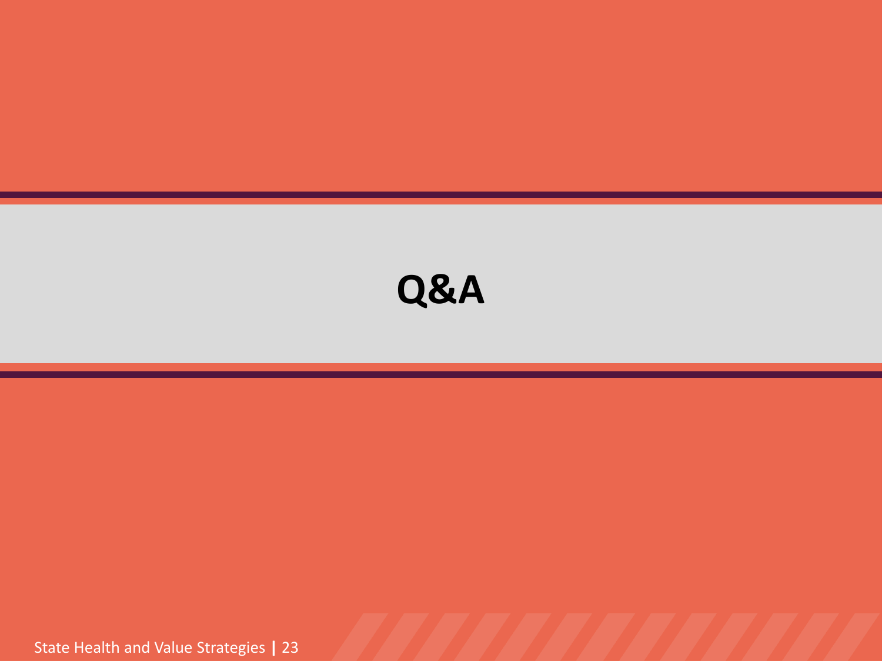# Q&A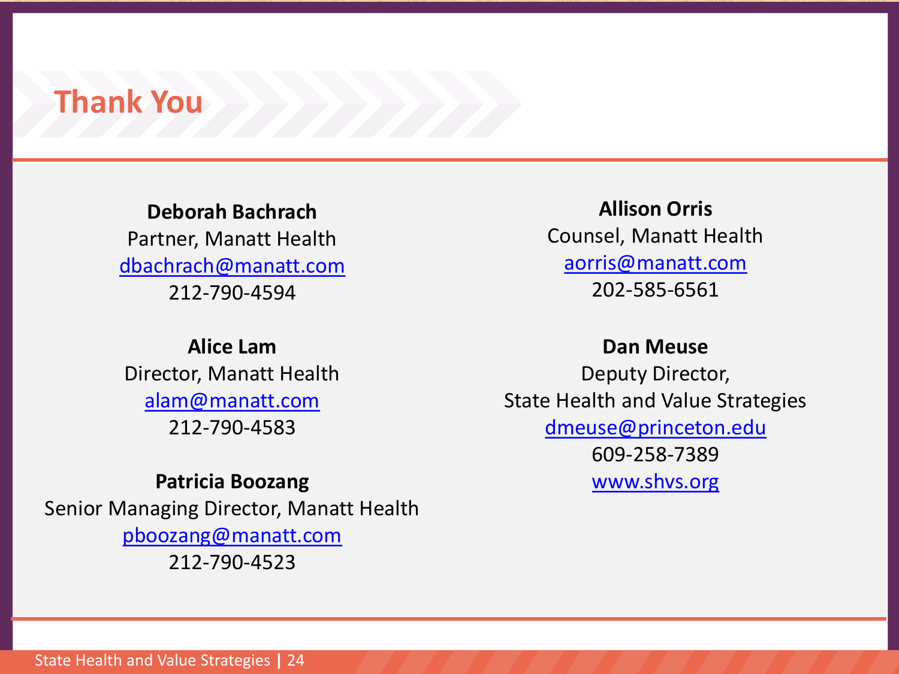# Thank You

**Deborah Bachrach**
Partner, Manatt Health
dbachrach@manatt.com
212-790-4594

**Alice Lam**
Director, Manatt Health
alam@manatt.com
212-790-4583

**Patricia Boozang**
Senior Managing Director, Manatt Health
pboozang@manatt.com
212-790-4523

**Allison Orris**
Counsel, Manatt Health
aorris@manatt.com
202-585-6561

**Dan Meuse**
Deputy Director,
State Health and Value Strategies
dmeuse@princeton.edu
609-258-7389
www.shvs.org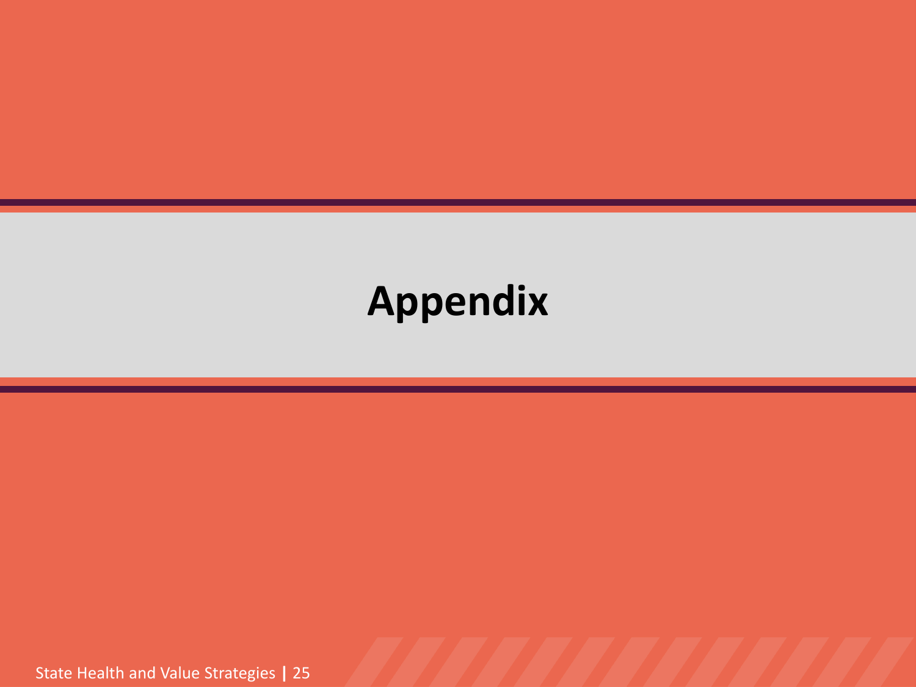# Appendix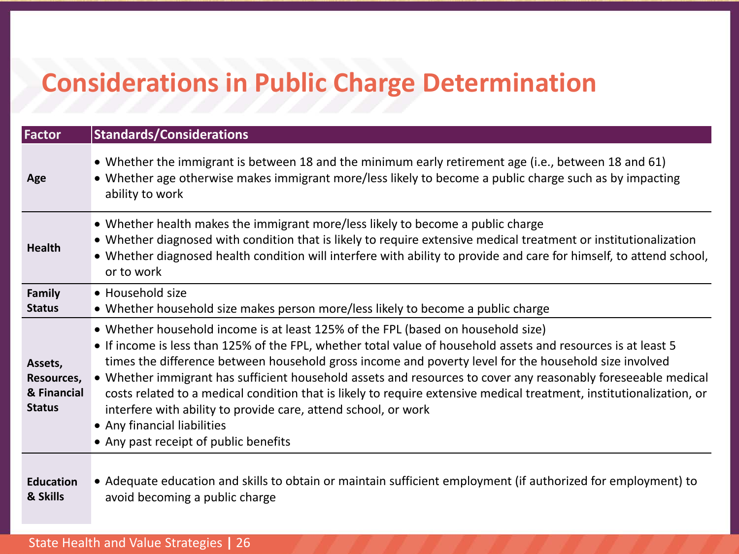# Considerations in Public Charge Determination

| Factor | Standards/Considerations |
| --- | --- |
| **Age** | • Whether the immigrant is between 18 and the minimum early retirement age (i.e., between 18 and 61)<br>• Whether age otherwise makes immigrant more/less likely to become a public charge such as by impacting ability to work |
| **Health** | • Whether health makes the immigrant more/less likely to become a public charge<br>• Whether diagnosed with condition that is likely to require extensive medical treatment or institutionalization<br>• Whether diagnosed health condition will interfere with ability to provide and care for himself, to attend school, or to work |
| **Family Status** | • Household size<br>• Whether household size makes person more/less likely to become a public charge |
| **Assets, Resources, & Financial Status** | • Whether household income is at least 125% of the FPL (based on household size)<br>• If income is less than 125% of the FPL, whether total value of household assets and resources is at least 5 times the difference between household gross income and poverty level for the household size involved<br>• Whether immigrant has sufficient household assets and resources to cover any reasonably foreseeable medical costs related to a medical condition that is likely to require extensive medical treatment, institutionalization, or interfere with ability to provide care, attend school, or work<br>• Any financial liabilities<br>• Any past receipt of public benefits |
| **Education & Skills** | • Adequate education and skills to obtain or maintain sufficient employment (if authorized for employment) to avoid becoming a public charge |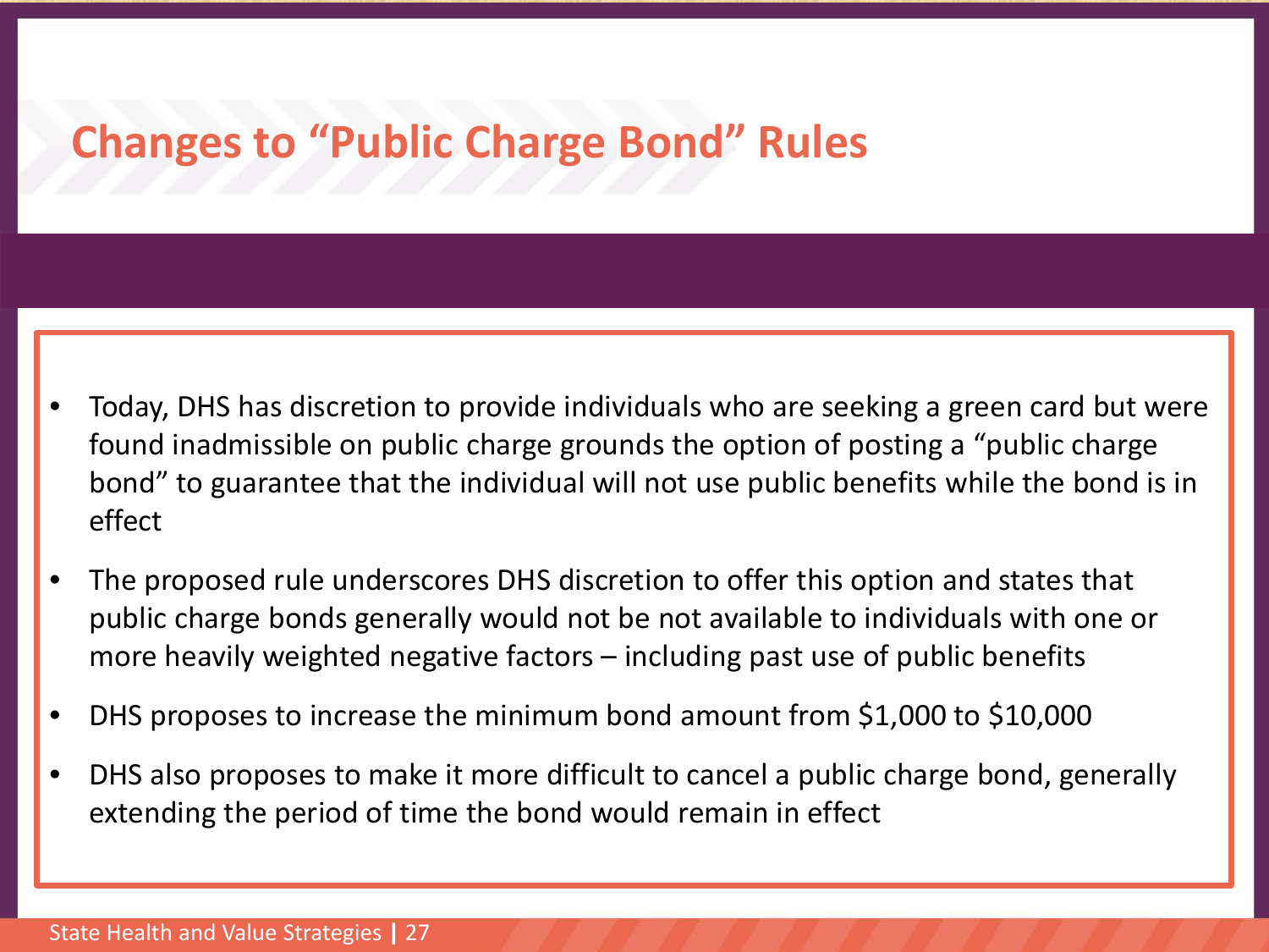# Changes to "Public Charge Bond" Rules

- Today, DHS has discretion to provide individuals who are seeking a green card but were found inadmissible on public charge grounds the option of posting a "public charge bond" to guarantee that the individual will not use public benefits while the bond is in effect
- The proposed rule underscores DHS discretion to offer this option and states that public charge bonds generally would not be not available to individuals with one or more heavily weighted negative factors – including past use of public benefits
- DHS proposes to increase the minimum bond amount from $1,000 to $10,000
- DHS also proposes to make it more difficult to cancel a public charge bond, generally extending the period of time the bond would remain in effect